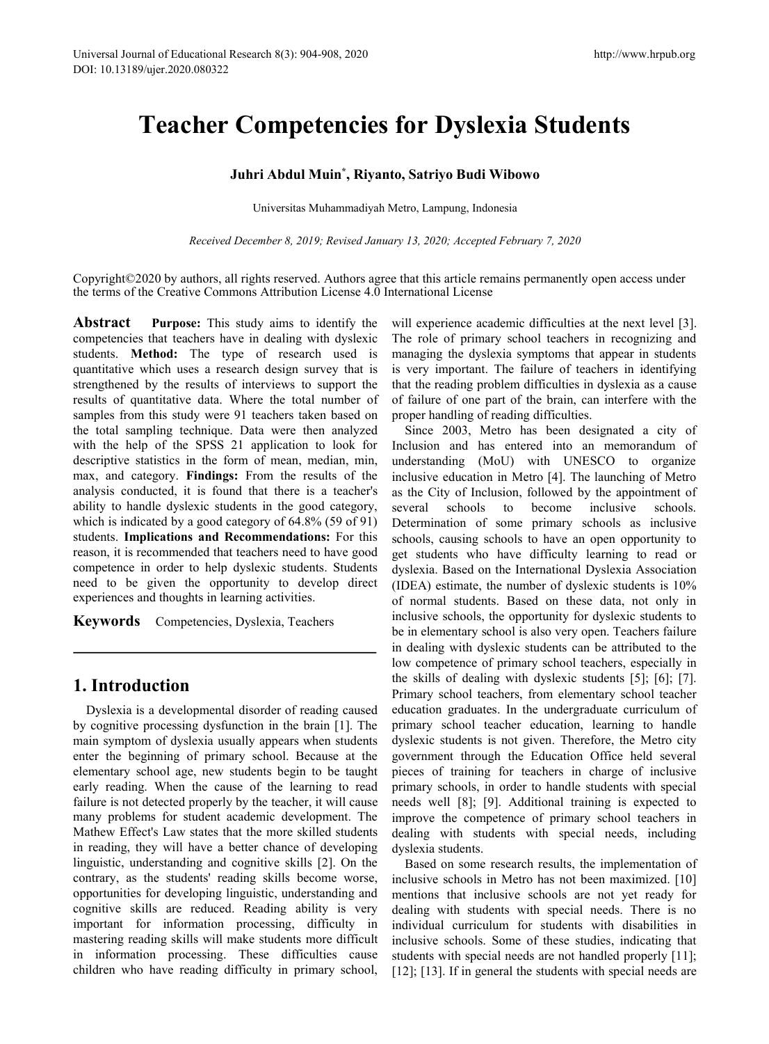# Teacher Competencies for Dyslexia Students

**Juhri Abdul Muin[*], Riyanto, Satriyo Budi Wibowo**

Universitas Muhammadiyah Metro, Lampung, Indonesia

*Received December 8, 2019; Revised January 13, 2020; Accepted February 7, 2020*

Copyright©2020 by authors, all rights reserved. Authors agree that this article remains permanently open access under the terms of the Creative Commons Attribution License 4.0 International License

**Abstract** **Purpose:** This study aims to identify the competencies that teachers have in dealing with dyslexic students. **Method:** The type of research used is quantitative which uses a research design survey that is strengthened by the results of interviews to support the results of quantitative data. Where the total number of samples from this study were 91 teachers taken based on the total sampling technique. Data were then analyzed with the help of the SPSS 21 application to look for descriptive statistics in the form of mean, median, min, max, and category. **Findings:** From the results of the analysis conducted, it is found that there is a teacher's ability to handle dyslexic students in the good category, which is indicated by a good category of 64.8% (59 of 91) students. **Implications and Recommendations:** For this reason, it is recommended that teachers need to have good competence in order to help dyslexic students. Students need to be given the opportunity to develop direct experiences and thoughts in learning activities.

**Keywords** Competencies, Dyslexia, Teachers

## 1. Introduction

Dyslexia is a developmental disorder of reading caused by cognitive processing dysfunction in the brain [1]. The main symptom of dyslexia usually appears when students enter the beginning of primary school. Because at the elementary school age, new students begin to be taught early reading. When the cause of the learning to read failure is not detected properly by the teacher, it will cause many problems for student academic development. The Mathew Effect's Law states that the more skilled students in reading, they will have a better chance of developing linguistic, understanding and cognitive skills [2]. On the contrary, as the students' reading skills become worse, opportunities for developing linguistic, understanding and cognitive skills are reduced. Reading ability is very important for information processing, difficulty in mastering reading skills will make students more difficult in information processing. These difficulties cause children who have reading difficulty in primary school, will experience academic difficulties at the next level [3]. The role of primary school teachers in recognizing and managing the dyslexia symptoms that appear in students is very important. The failure of teachers in identifying that the reading problem difficulties in dyslexia as a cause of failure of one part of the brain, can interfere with the proper handling of reading difficulties.

Since 2003, Metro has been designated a city of Inclusion and has entered into an memorandum of understanding (MoU) with UNESCO to organize inclusive education in Metro [4]. The launching of Metro as the City of Inclusion, followed by the appointment of several schools to become inclusive schools. Determination of some primary schools as inclusive schools, causing schools to have an open opportunity to get students who have difficulty learning to read or dyslexia. Based on the International Dyslexia Association (IDEA) estimate, the number of dyslexic students is 10% of normal students. Based on these data, not only in inclusive schools, the opportunity for dyslexic students to be in elementary school is also very open. Teachers failure in dealing with dyslexic students can be attributed to the low competence of primary school teachers, especially in the skills of dealing with dyslexic students [5]; [6]; [7]. Primary school teachers, from elementary school teacher education graduates. In the undergraduate curriculum of primary school teacher education, learning to handle dyslexic students is not given. Therefore, the Metro city government through the Education Office held several pieces of training for teachers in charge of inclusive primary schools, in order to handle students with special needs well [8]; [9]. Additional training is expected to improve the competence of primary school teachers in dealing with students with special needs, including dyslexia students.

Based on some research results, the implementation of inclusive schools in Metro has not been maximized. [10] mentions that inclusive schools are not yet ready for dealing with students with special needs. There is no individual curriculum for students with disabilities in inclusive schools. Some of these studies, indicating that students with special needs are not handled properly [11]; [12]; [13]. If in general the students with special needs are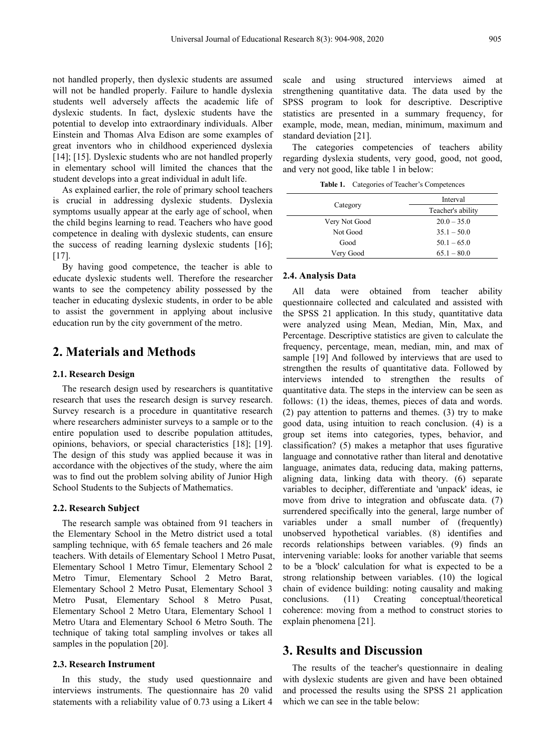not handled properly, then dyslexic students are assumed will not be handled properly. Failure to handle dyslexia students well adversely affects the academic life of dyslexic students. In fact, dyslexic students have the potential to develop into extraordinary individuals. Alber Einstein and Thomas Alva Edison are some examples of great inventors who in childhood experienced dyslexia [14]; [15]. Dyslexic students who are not handled properly in elementary school will limited the chances that the student develops into a great individual in adult life.

As explained earlier, the role of primary school teachers is crucial in addressing dyslexic students. Dyslexia symptoms usually appear at the early age of school, when the child begins learning to read. Teachers who have good competence in dealing with dyslexic students, can ensure the success of reading learning dyslexic students [16]; [17].

By having good competence, the teacher is able to educate dyslexic students well. Therefore the researcher wants to see the competency ability possessed by the teacher in educating dyslexic students, in order to be able to assist the government in applying about inclusive education run by the city government of the metro.

## 2. Materials and Methods

### 2.1. Research Design

The research design used by researchers is quantitative research that uses the research design is survey research. Survey research is a procedure in quantitative research where researchers administer surveys to a sample or to the entire population used to describe population attitudes, opinions, behaviors, or special characteristics [18]; [19]. The design of this study was applied because it was in accordance with the objectives of the study, where the aim was to find out the problem solving ability of Junior High School Students to the Subjects of Mathematics.

### 2.2. Research Subject

The research sample was obtained from 91 teachers in the Elementary School in the Metro district used a total sampling technique, with 65 female teachers and 26 male teachers. With details of Elementary School 1 Metro Pusat, Elementary School 1 Metro Timur, Elementary School 2 Metro Timur, Elementary School 2 Metro Barat, Elementary School 2 Metro Pusat, Elementary School 3 Metro Pusat, Elementary School 8 Metro Pusat, Elementary School 2 Metro Utara, Elementary School 1 Metro Utara and Elementary School 6 Metro South. The technique of taking total sampling involves or takes all samples in the population [20].

### 2.3. Research Instrument

In this study, the study used questionnaire and interviews instruments. The questionnaire has 20 valid statements with a reliability value of 0.73 using a Likert 4 scale and using structured interviews aimed at strengthening quantitative data. The data used by the SPSS program to look for descriptive. Descriptive statistics are presented in a summary frequency, for example, mode, mean, median, minimum, maximum and standard deviation [21].

The categories competencies of teachers ability regarding dyslexia students, very good, good, not good, and very not good, like table 1 in below:

**Table 1.** Categories of Teacher's Competences

| Category | Interval |
|---|---|
| | Teacher's ability |
| Very Not Good | 20.0 – 35.0 |
| Not Good | 35.1 – 50.0 |
| Good | 50.1 – 65.0 |
| Very Good | 65.1 – 80.0 |

### 2.4. Analysis Data

All data were obtained from teacher ability questionnaire collected and calculated and assisted with the SPSS 21 application. In this study, quantitative data were analyzed using Mean, Median, Min, Max, and Percentage. Descriptive statistics are given to calculate the frequency, percentage, mean, median, min, and max of sample [19] And followed by interviews that are used to strengthen the results of quantitative data. Followed by interviews intended to strengthen the results of quantitative data. The steps in the interview can be seen as follows: (1) the ideas, themes, pieces of data and words. (2) pay attention to patterns and themes. (3) try to make good data, using intuition to reach conclusion. (4) is a group set items into categories, types, behavior, and classification? (5) makes a metaphor that uses figurative language and connotative rather than literal and denotative language, animates data, reducing data, making patterns, aligning data, linking data with theory. (6) separate variables to decipher, differentiate and 'unpack' ideas, ie move from drive to integration and obfuscate data. (7) surrendered specifically into the general, large number of variables under a small number of (frequently) unobserved hypothetical variables. (8) identifies and records relationships between variables. (9) finds an intervening variable: looks for another variable that seems to be a 'block' calculation for what is expected to be a strong relationship between variables. (10) the logical chain of evidence building: noting causality and making conclusions. (11) Creating conceptual/theoretical coherence: moving from a method to construct stories to explain phenomena [21].

## 3. Results and Discussion

The results of the teacher's questionnaire in dealing with dyslexic students are given and have been obtained and processed the results using the SPSS 21 application which we can see in the table below: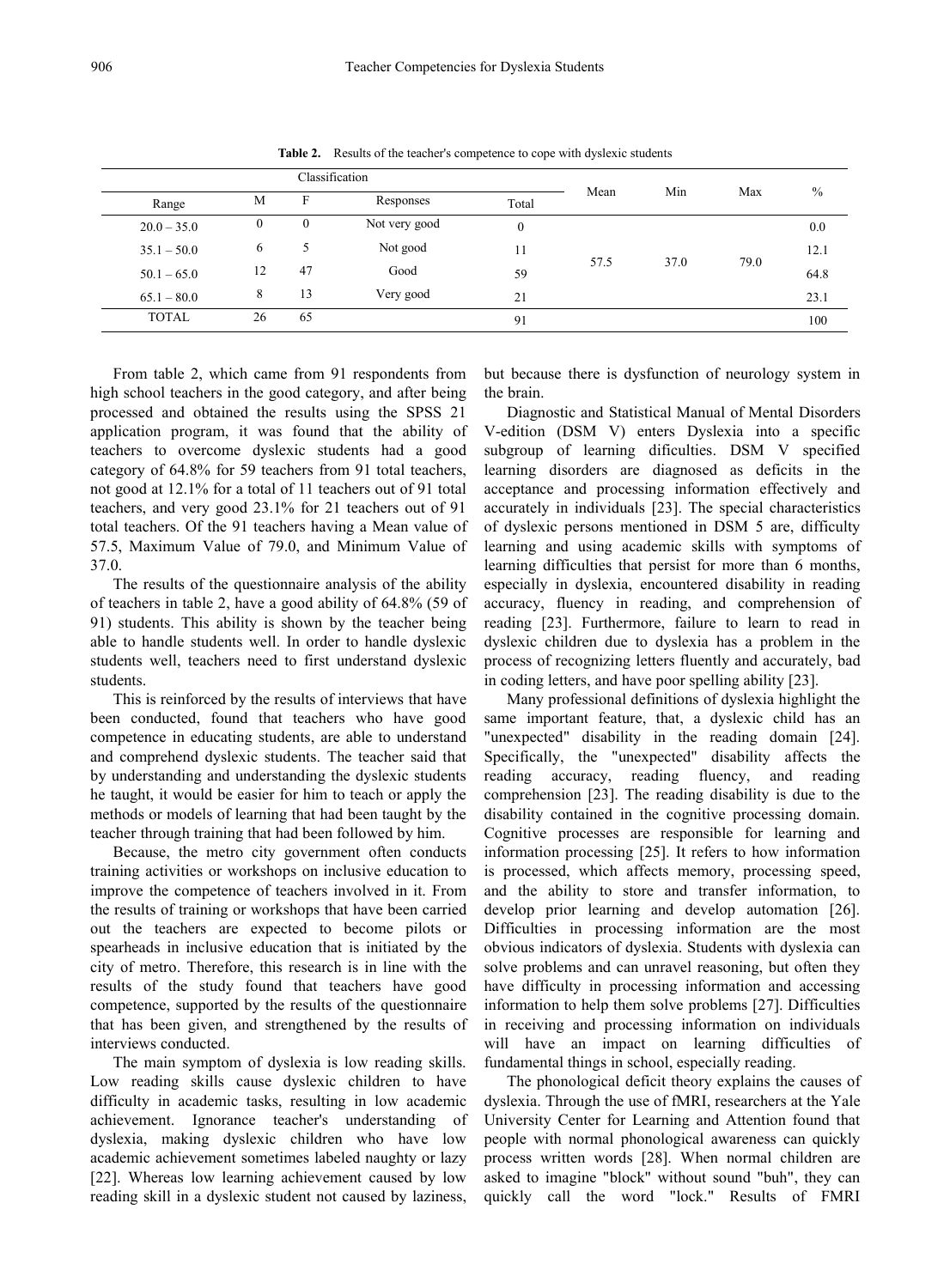**Table 2.** Results of the teacher's competence to cope with dyslexic students

| Classification | | | | | Mean | Min | Max | % |
|---|---|---|---|---|---|---|---|---|
| Range | M | F | Responses | Total | | | | |
| 20.0 – 35.0 | 0 | 0 | Not very good | 0 | 57.5 | 37.0 | 79.0 | 0.0 |
| 35.1 – 50.0 | 6 | 5 | Not good | 11 | | | | 12.1 |
| 50.1 – 65.0 | 12 | 47 | Good | 59 | | | | 64.8 |
| 65.1 – 80.0 | 8 | 13 | Very good | 21 | | | | 23.1 |
| TOTAL | 26 | 65 | | 91 | | | | 100 |

From table 2, which came from 91 respondents from high school teachers in the good category, and after being processed and obtained the results using the SPSS 21 application program, it was found that the ability of teachers to overcome dyslexic students had a good category of 64.8% for 59 teachers from 91 total teachers, not good at 12.1% for a total of 11 teachers out of 91 total teachers, and very good 23.1% for 21 teachers out of 91 total teachers. Of the 91 teachers having a Mean value of 57.5, Maximum Value of 79.0, and Minimum Value of 37.0.

The results of the questionnaire analysis of the ability of teachers in table 2, have a good ability of 64.8% (59 of 91) students. This ability is shown by the teacher being able to handle students well. In order to handle dyslexic students well, teachers need to first understand dyslexic students.

This is reinforced by the results of interviews that have been conducted, found that teachers who have good competence in educating students, are able to understand and comprehend dyslexic students. The teacher said that by understanding and understanding the dyslexic students he taught, it would be easier for him to teach or apply the methods or models of learning that had been taught by the teacher through training that had been followed by him.

Because, the metro city government often conducts training activities or workshops on inclusive education to improve the competence of teachers involved in it. From the results of training or workshops that have been carried out the teachers are expected to become pilots or spearheads in inclusive education that is initiated by the city of metro. Therefore, this research is in line with the results of the study found that teachers have good competence, supported by the results of the questionnaire that has been given, and strengthened by the results of interviews conducted.

The main symptom of dyslexia is low reading skills. Low reading skills cause dyslexic children to have difficulty in academic tasks, resulting in low academic achievement. Ignorance teacher's understanding of dyslexia, making dyslexic children who have low academic achievement sometimes labeled naughty or lazy [22]. Whereas low learning achievement caused by low reading skill in a dyslexic student not caused by laziness, but because there is dysfunction of neurology system in the brain.

Diagnostic and Statistical Manual of Mental Disorders V-edition (DSM V) enters Dyslexia into a specific subgroup of learning dificulties. DSM V specified learning disorders are diagnosed as deficits in the acceptance and processing information effectively and accurately in individuals [23]. The special characteristics of dyslexic persons mentioned in DSM 5 are, difficulty learning and using academic skills with symptoms of learning difficulties that persist for more than 6 months, especially in dyslexia, encountered disability in reading accuracy, fluency in reading, and comprehension of reading [23]. Furthermore, failure to learn to read in dyslexic children due to dyslexia has a problem in the process of recognizing letters fluently and accurately, bad in coding letters, and have poor spelling ability [23].

Many professional definitions of dyslexia highlight the same important feature, that, a dyslexic child has an "unexpected" disability in the reading domain [24]. Specifically, the "unexpected" disability affects the reading accuracy, reading fluency, and reading comprehension [23]. The reading disability is due to the disability contained in the cognitive processing domain. Cognitive processes are responsible for learning and information processing [25]. It refers to how information is processed, which affects memory, processing speed, and the ability to store and transfer information, to develop prior learning and develop automation [26]. Difficulties in processing information are the most obvious indicators of dyslexia. Students with dyslexia can solve problems and can unravel reasoning, but often they have difficulty in processing information and accessing information to help them solve problems [27]. Difficulties in receiving and processing information on individuals will have an impact on learning difficulties of fundamental things in school, especially reading.

The phonological deficit theory explains the causes of dyslexia. Through the use of fMRI, researchers at the Yale University Center for Learning and Attention found that people with normal phonological awareness can quickly process written words [28]. When normal children are asked to imagine "block" without sound "buh", they can quickly call the word "lock." Results of FMRI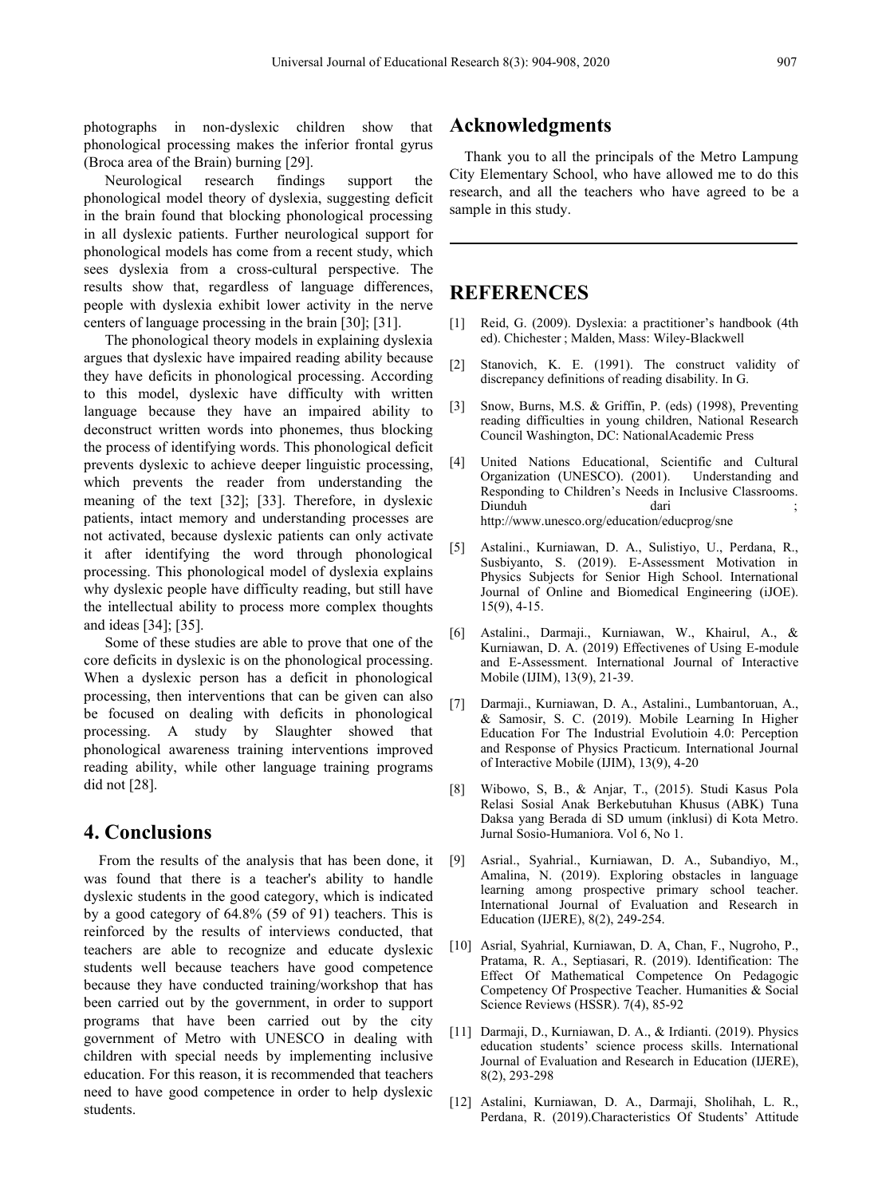photographs in non-dyslexic children show that phonological processing makes the inferior frontal gyrus (Broca area of the Brain) burning [29].

Neurological research findings support the phonological model theory of dyslexia, suggesting deficit in the brain found that blocking phonological processing in all dyslexic patients. Further neurological support for phonological models has come from a recent study, which sees dyslexia from a cross-cultural perspective. The results show that, regardless of language differences, people with dyslexia exhibit lower activity in the nerve centers of language processing in the brain [30]; [31].

The phonological theory models in explaining dyslexia argues that dyslexic have impaired reading ability because they have deficits in phonological processing. According to this model, dyslexic have difficulty with written language because they have an impaired ability to deconstruct written words into phonemes, thus blocking the process of identifying words. This phonological deficit prevents dyslexic to achieve deeper linguistic processing, which prevents the reader from understanding the meaning of the text [32]; [33]. Therefore, in dyslexic patients, intact memory and understanding processes are not activated, because dyslexic patients can only activate it after identifying the word through phonological processing. This phonological model of dyslexia explains why dyslexic people have difficulty reading, but still have the intellectual ability to process more complex thoughts and ideas [34]; [35].

Some of these studies are able to prove that one of the core deficits in dyslexic is on the phonological processing. When a dyslexic person has a deficit in phonological processing, then interventions that can be given can also be focused on dealing with deficits in phonological processing. A study by Slaughter showed that phonological awareness training interventions improved reading ability, while other language training programs did not [28].

## 4. Conclusions

From the results of the analysis that has been done, it was found that there is a teacher's ability to handle dyslexic students in the good category, which is indicated by a good category of 64.8% (59 of 91) teachers. This is reinforced by the results of interviews conducted, that teachers are able to recognize and educate dyslexic students well because teachers have good competence because they have conducted training/workshop that has been carried out by the government, in order to support programs that have been carried out by the city government of Metro with UNESCO in dealing with children with special needs by implementing inclusive education. For this reason, it is recommended that teachers need to have good competence in order to help dyslexic students.

## Acknowledgments

Thank you to all the principals of the Metro Lampung City Elementary School, who have allowed me to do this research, and all the teachers who have agreed to be a sample in this study.

## REFERENCES

[1] Reid, G. (2009). Dyslexia: a practitioner's handbook (4th ed). Chichester ; Malden, Mass: Wiley-Blackwell

[2] Stanovich, K. E. (1991). The construct validity of discrepancy definitions of reading disability. In G.

[3] Snow, Burns, M.S. & Griffin, P. (eds) (1998), Preventing reading difficulties in young children, National Research Council Washington, DC: NationalAcademic Press

[4] United Nations Educational, Scientific and Cultural Organization (UNESCO). (2001). Understanding and Responding to Children's Needs in Inclusive Classrooms. Diunduh dari ; http://www.unesco.org/education/educprog/sne

[5] Astalini., Kurniawan, D. A., Sulistiyo, U., Perdana, R., Susbiyanto, S. (2019). E-Assessment Motivation in Physics Subjects for Senior High School. International Journal of Online and Biomedical Engineering (iJOE). 15(9), 4-15.

[6] Astalini., Darmaji., Kurniawan, W., Khairul, A., & Kurniawan, D. A. (2019) Effectivenes of Using E-module and E-Assessment. International Journal of Interactive Mobile (IJIM), 13(9), 21-39.

[7] Darmaji., Kurniawan, D. A., Astalini., Lumbantoruan, A., & Samosir, S. C. (2019). Mobile Learning In Higher Education For The Industrial Evolutioin 4.0: Perception and Response of Physics Practicum. International Journal of Interactive Mobile (IJIM), 13(9), 4-20

[8] Wibowo, S, B., & Anjar, T., (2015). Studi Kasus Pola Relasi Sosial Anak Berkebutuhan Khusus (ABK) Tuna Daksa yang Berada di SD umum (inklusi) di Kota Metro. Jurnal Sosio-Humaniora. Vol 6, No 1.

[9] Asrial., Syahrial., Kurniawan, D. A., Subandiyo, M., Amalina, N. (2019). Exploring obstacles in language learning among prospective primary school teacher. International Journal of Evaluation and Research in Education (IJERE), 8(2), 249-254.

[10] Asrial, Syahrial, Kurniawan, D. A, Chan, F., Nugroho, P., Pratama, R. A., Septiasari, R. (2019). Identification: The Effect Of Mathematical Competence On Pedagogic Competency Of Prospective Teacher. Humanities & Social Science Reviews (HSSR). 7(4), 85-92

[11] Darmaji, D., Kurniawan, D. A., & Irdianti. (2019). Physics education students' science process skills. International Journal of Evaluation and Research in Education (IJERE), 8(2), 293-298

[12] Astalini, Kurniawan, D. A., Darmaji, Sholihah, L. R., Perdana, R. (2019).Characteristics Of Students' Attitude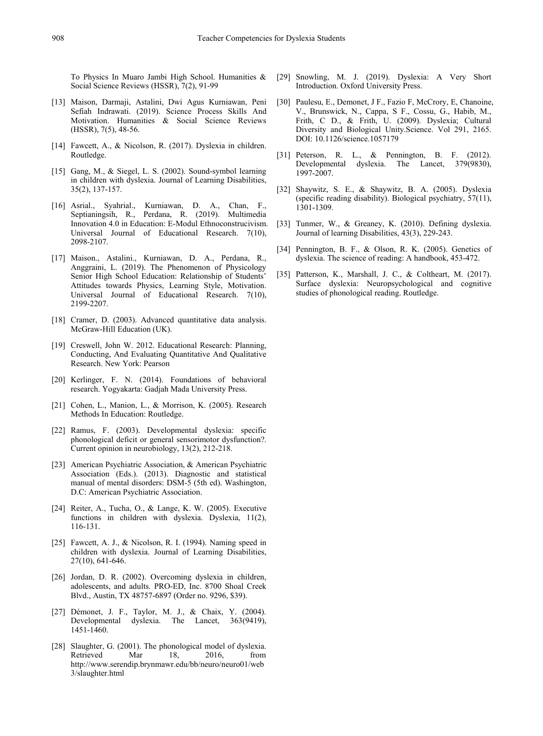To Physics In Muaro Jambi High School. Humanities & Social Science Reviews (HSSR), 7(2), 91-99

[13] Maison, Darmaji, Astalini, Dwi Agus Kurniawan, Peni Sefiah Indrawati. (2019). Science Process Skills And Motivation. Humanities & Social Science Reviews (HSSR), 7(5), 48-56.

[14] Fawcett, A., & Nicolson, R. (2017). Dyslexia in children. Routledge.

[15] Gang, M., & Siegel, L. S. (2002). Sound-symbol learning in children with dyslexia. Journal of Learning Disabilities, 35(2), 137-157.

[16] Asrial., Syahrial., Kurniawan, D. A., Chan, F., Septianingsih, R., Perdana, R. (2019). Multimedia Innovation 4.0 in Education: E-Modul Ethnoconstrucivism. Universal Journal of Educational Research. 7(10), 2098-2107.

[17] Maison., Astalini., Kurniawan, D. A., Perdana, R., Anggraini, L. (2019). The Phenomenon of Physicology Senior High School Education: Relationship of Students' Attitudes towards Physics, Learning Style, Motivation. Universal Journal of Educational Research. 7(10), 2199-2207.

[18] Cramer, D. (2003). Advanced quantitative data analysis. McGraw-Hill Education (UK).

[19] Creswell, John W. 2012. Educational Research: Planning, Conducting, And Evaluating Quantitative And Qualitative Research. New York: Pearson

[20] Kerlinger, F. N. (2014). Foundations of behavioral research. Yogyakarta: Gadjah Mada University Press.

[21] Cohen, L., Manion, L., & Morrison, K. (2005). Research Methods In Education: Routledge.

[22] Ramus, F. (2003). Developmental dyslexia: specific phonological deficit or general sensorimotor dysfunction?. Current opinion in neurobiology, 13(2), 212-218.

[23] American Psychiatric Association, & American Psychiatric Association (Eds.). (2013). Diagnostic and statistical manual of mental disorders: DSM-5 (5th ed). Washington, D.C: American Psychiatric Association.

[24] Reiter, A., Tucha, O., & Lange, K. W. (2005). Executive functions in children with dyslexia. Dyslexia, 11(2), 116-131.

[25] Fawcett, A. J., & Nicolson, R. I. (1994). Naming speed in children with dyslexia. Journal of Learning Disabilities, 27(10), 641-646.

[26] Jordan, D. R. (2002). Overcoming dyslexia in children, adolescents, and adults. PRO-ED, Inc. 8700 Shoal Creek Blvd., Austin, TX 48757-6897 (Order no. 9296, $39).

[27] Démonet, J. F., Taylor, M. J., & Chaix, Y. (2004). Developmental dyslexia. The Lancet, 363(9419), 1451-1460.

[28] Slaughter, G. (2001). The phonological model of dyslexia. Retrieved Mar 18, 2016, from http://www.serendip.brynmawr.edu/bb/neuro/neuro01/web3/slaughter.html

[29] Snowling, M. J. (2019). Dyslexia: A Very Short Introduction. Oxford University Press.

[30] Paulesu, E., Demonet, J F., Fazio F, McCrory, E, Chanoine, V., Brunswick, N., Cappa, S F., Cossu, G., Habib, M., Frith, C D., & Frith, U. (2009). Dyslexia; Cultural Diversity and Biological Unity.Science. Vol 291, 2165. DOI: 10.1126/science.1057179

[31] Peterson, R. L., & Pennington, B. F. (2012). Developmental dyslexia. The Lancet, 379(9830), 1997-2007.

[32] Shaywitz, S. E., & Shaywitz, B. A. (2005). Dyslexia (specific reading disability). Biological psychiatry, 57(11), 1301-1309.

[33] Tunmer, W., & Greaney, K. (2010). Defining dyslexia. Journal of learning Disabilities, 43(3), 229-243.

[34] Pennington, B. F., & Olson, R. K. (2005). Genetics of dyslexia. The science of reading: A handbook, 453-472.

[35] Patterson, K., Marshall, J. C., & Coltheart, M. (2017). Surface dyslexia: Neuropsychological and cognitive studies of phonological reading. Routledge.